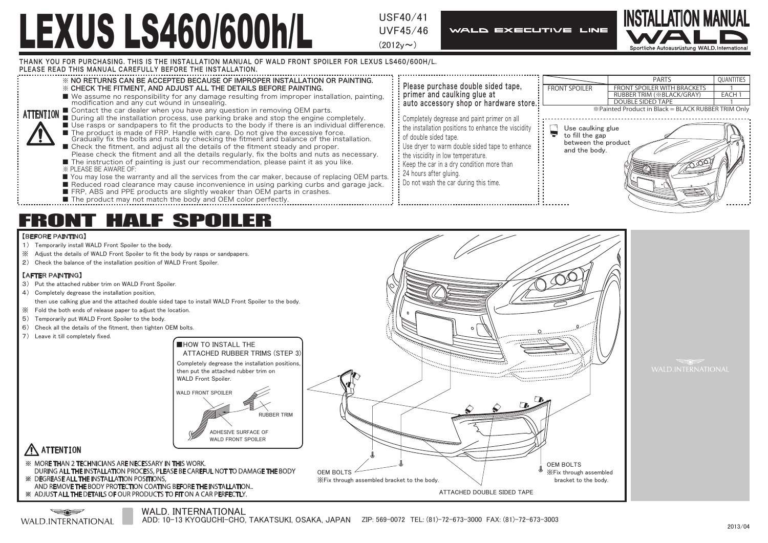# LEXUS LS460/600h/L

USF40/41
UVF45/46
(2012y～)

WALD EXECUTIVE LINE

INSTALLATION MANUAL
WALD
Sportliche Autoausrüstung WALD.International

THANK YOU FOR PURCHASING. THIS IS THE INSTALLATION MANUAL OF WALD FRONT SPOILER FOR LEXUS LS460/600H/L.
PLEASE READ THIS MANUAL CAREFULLY BEFORE THE INSTALLATION.

**ATTENTION**

※ NO RETURNS CAN BE ACCEPTED BECAUSE OF IMPROPER INSTALLATION OR PAINTING.
※ CHECK THE FITMENT, AND ADJUST ALL THE DETAILS BEFORE PAINTING.

- We assume no responsibility for any damage resulting from improper installation, painting, modification and any cut wound in unsealing.
- Contact the car dealer when you have any question in removing OEM parts.
- During all the installation process, use parking brake and stop the engine completely.
- Use rasps or sandpapers to fit the products to the body if there is an individual difference.
- The product is made of FRP. Handle with care. Do not give the excessive force. Gradually fix the bolts and nuts by checking the fitment and balance of the installation.
- Check the fitment, and adjust all the details of the fitment steady and proper. Please check the fitment and all the details regularly, fix the bolts and nuts as necessary.
- The instruction of painting is just our recommendation, please paint it as you like.

※ PLEASE BE AWARE OF:

- You may lose the warranty and all the services from the car maker, because of replacing OEM parts.
- Reduced road clearance may cause inconvenience in using parking curbs and garage jack.
- FRP, ABS and PPE products are slightly weaker than OEM parts in crashes.
- The product may not match the body and OEM color perfectly.

**Please purchase double sided tape, primer and caulking glue at auto accessory shop or hardware store.**

Completely degrease and paint primer on all the installation positions to enhance the viscidity of double sided tape.
Use dryer to warm double sided tape to enhance the viscidity in low temperature.
Keep the car in a dry condition more than 24 hours after gluing.
Do not wash the car during this time.

| | PARTS | QUANTITIES |
|---|---|---|
| FRONT SPOILER | FRONT SPOILER WITH BRACKETS | 1 |
| | RUBBER TRIM (※BLACK/GRAY) | EACH 1 |
| | DOUBLE SIDED TAPE | 1 |

※Painted Product in Black = BLACK RUBBER TRIM Only

Use caulking glue to fill the gap between the product and the body.

## FRONT HALF SPOILER

【BEFORE PAINTING】

1) Temporarily install WALD Front Spoiler to the body.

※ Adjust the details of WALD Front Spoiler to fit the body by rasps or sandpapers.

2) Check the balance of the installation position of WALD Front Spoiler.

【AFTER PAINTING】

3) Put the attached rubber trim on WALD Front Spoiler.
4) Completely degrease the installation position, then use calking glue and the attached double sided tape to install WALD Front Spoiler to the body.

※ Fold the both ends of release paper to adjust the location.

5) Temporarily put WALD Front Spoiler to the body.
6) Check all the details of the fitment, then tighten OEM bolts.
7) Leave it till completely fixed.

**■HOW TO INSTALL THE ATTACHED RUBBER TRIMS (STEP 3)**

Completely degrease the installation positions, then put the attached rubber trim on WALD Front Spoiler.

WALD FRONT SPOILER
RUBBER TRIM
ADHESIVE SURFACE OF WALD FRONT SPOILER

OEM BOLTS
※Fix through assembled bracket to the body.

OEM BOLTS
※Fix through assembled bracket to the body.

ATTACHED DOUBLE SIDED TAPE

**ATTENTION**

※ MORE THAN 2 TECHNICIANS ARE NECESSARY IN THIS WORK. DURING ALL THE INSTALLATION PROCESS, PLEASE BE CAREFUL NOT TO DAMAGE THE BODY
※ DEGREASE ALL THE INSTALLATION POSITIONS, AND REMOVE THE BODY PROTECTION COATING BEFORE THE INSTALLATION..
※ ADJUST ALL THE DETAILS OF OUR PRODUCTS TO FIT ON A CAR PERFECTLY.

WALD.INTERNATIONAL

WALD. INTERNATIONAL
ADD: 10-13 KYOGUCHI-CHO, TAKATSUKI, OSAKA, JAPAN ZIP: 569-0072 TEL: (81)-72-673-3000 FAX: (81)-72-673-3003

2013/04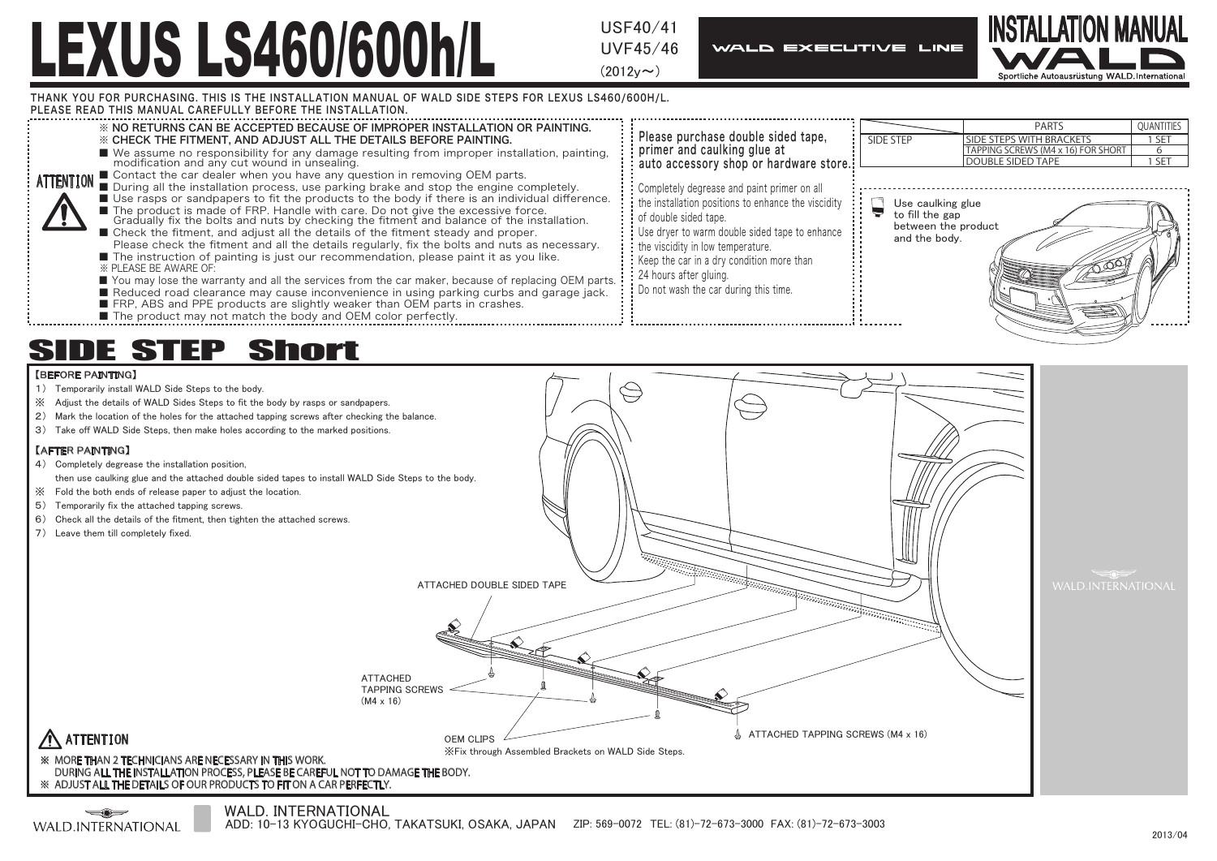# LEXUS LS460/600h/L

USF40/41
UVF45/46
(2012y～)

WALD EXECUTIVE LINE

INSTALLATION MANUAL
WALD
Sportliche Autoausrüstung WALD.International

THANK YOU FOR PURCHASING. THIS IS THE INSTALLATION MANUAL OF WALD SIDE STEPS FOR LEXUS LS460/600H/L.
PLEASE READ THIS MANUAL CAREFULLY BEFORE THE INSTALLATION.

**ATTENTION**

※ NO RETURNS CAN BE ACCEPTED BECAUSE OF IMPROPER INSTALLATION OR PAINTING.
※ CHECK THE FITMENT, AND ADJUST ALL THE DETAILS BEFORE PAINTING.

- We assume no responsibility for any damage resulting from improper installation, painting, modification and any cut wound in unsealing.
- Contact the car dealer when you have any question in removing OEM parts.
- During all the installation process, use parking brake and stop the engine completely.
- Use rasps or sandpapers to fit the products to the body if there is an individual difference.
- The product is made of FRP. Handle with care. Do not give the excessive force. Gradually fix the bolts and nuts by checking the fitment and balance of the installation.
- Check the fitment, and adjust all the details of the fitment steady and proper. Please check the fitment and all the details regularly, fix the bolts and nuts as necessary.
- The instruction of painting is just our recommendation, please paint it as you like.

※ PLEASE BE AWARE OF:

- You may lose the warranty and all the services from the car maker, because of replacing OEM parts.
- Reduced road clearance may cause inconvenience in using parking curbs and garage jack.
- FRP, ABS and PPE products are slightly weaker than OEM parts in crashes.
- The product may not match the body and OEM color perfectly.

**Please purchase double sided tape, primer and caulking glue at auto accessory shop or hardware store.**

Completely degrease and paint primer on all the installation positions to enhance the viscidity of double sided tape.
Use dryer to warm double sided tape to enhance the viscidity in low temperature.
Keep the car in a dry condition more than 24 hours after gluing.
Do not wash the car during this time.

| | PARTS | QUANTITIES |
|---|---|---|
| SIDE STEP | SIDE STEPS WITH BRACKETS | 1 SET |
| | TAPPING SCREWS (M4 x 16) FOR SHORT | 6 |
| | DOUBLE SIDED TAPE | 1 SET |

Use caulking glue to fill the gap between the product and the body.

## SIDE STEP Short

【BEFORE PAINTING】

1) Temporarily install WALD Side Steps to the body.

※ Adjust the details of WALD Sides Steps to fit the body by rasps or sandpapers.

2) Mark the location of the holes for the attached tapping screws after checking the balance.
3) Take off WALD Side Steps, then make holes according to the marked positions.

【AFTER PAINTING】

4) Completely degrease the installation position, then use caulking glue and the attached double sided tapes to install WALD Side Steps to the body.

※ Fold the both ends of release paper to adjust the location.

5) Temporarily fix the attached tapping screws.
6) Check all the details of the fitment, then tighten the attached screws.
7) Leave them till completely fixed.

ATTACHED DOUBLE SIDED TAPE

ATTACHED TAPPING SCREWS (M4 x 16)

OEM CLIPS
※Fix through Assembled Brackets on WALD Side Steps.

ATTACHED TAPPING SCREWS (M4 x 16)

WALD.INTERNATIONAL

**ATTENTION**

※ MORE THAN 2 TECHNICIANS ARE NECESSARY IN THIS WORK.
DURING ALL THE INSTALLATION PROCESS, PLEASE BE CAREFUL NOT TO DAMAGE THE BODY.
※ ADJUST ALL THE DETAILS OF OUR PRODUCTS TO FIT ON A CAR PERFECTLY.

WALD.INTERNATIONAL

WALD. INTERNATIONAL
ADD: 10-13 KYOGUCHI-CHO, TAKATSUKI, OSAKA, JAPAN ZIP: 569-0072 TEL: (81)-72-673-3000 FAX: (81)-72-673-3003

2013/04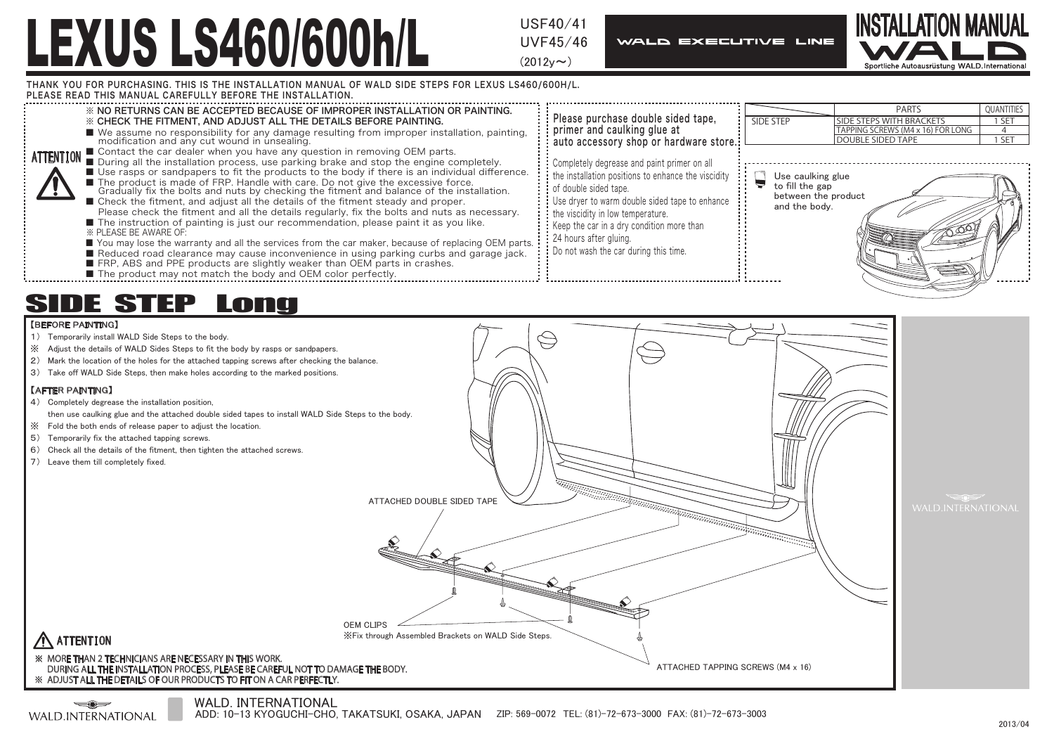# LEXUS LS460/600h/L

USF40/41
UVF45/46
(2012y～)

WALD EXECUTIVE LINE

INSTALLATION MANUAL
WALD
Sportliche Autoausrüstung WALD.International

THANK YOU FOR PURCHASING. THIS IS THE INSTALLATION MANUAL OF WALD SIDE STEPS FOR LEXUS LS460/600H/L.
PLEASE READ THIS MANUAL CAREFULLY BEFORE THE INSTALLATION.

**ATTENTION**

※ **NO RETURNS CAN BE ACCEPTED BECAUSE OF IMPROPER INSTALLATION OR PAINTING.**
※ **CHECK THE FITMENT, AND ADJUST ALL THE DETAILS BEFORE PAINTING.**

- We assume no responsibility for any damage resulting from improper installation, painting, modification and any cut wound in unsealing.
- Contact the car dealer when you have any question in removing OEM parts.
- During all the installation process, use parking brake and stop the engine completely.
- Use rasps or sandpapers to fit the products to the body if there is an individual difference.
- The product is made of FRP. Handle with care. Do not give the excessive force. Gradually fix the bolts and nuts by checking the fitment and balance of the installation.
- Check the fitment, and adjust all the details of the fitment steady and proper. Please check the fitment and all the details regularly, fix the bolts and nuts as necessary.
- The instruction of painting is just our recommendation, please paint it as you like.

※ PLEASE BE AWARE OF:

- You may lose the warranty and all the services from the car maker, because of replacing OEM parts.
- Reduced road clearance may cause inconvenience in using parking curbs and garage jack.
- FRP, ABS and PPE products are slightly weaker than OEM parts in crashes.
- The product may not match the body and OEM color perfectly.

**Please purchase double sided tape, primer and caulking glue at auto accessory shop or hardware store.**

Completely degrease and paint primer on all the installation positions to enhance the viscidity of double sided tape.
Use dryer to warm double sided tape to enhance the viscidity in low temperature.
Keep the car in a dry condition more than 24 hours after gluing.
Do not wash the car during this time.

| | PARTS | QUANTITIES |
|---|---|---|
| SIDE STEP | SIDE STEPS WITH BRACKETS | 1 SET |
| | TAPPING SCREWS (M4 x 16) FOR LONG | 4 |
| | DOUBLE SIDED TAPE | 1 SET |

Use caulking glue to fill the gap between the product and the body.

## SIDE STEP Long

**【BEFORE PAINTING】**

1) Temporarily install WALD Side Steps to the body.

※ Adjust the details of WALD Sides Steps to fit the body by rasps or sandpapers.

2) Mark the location of the holes for the attached tapping screws after checking the balance.
3) Take off WALD Side Steps, then make holes according to the marked positions.

**【AFTER PAINTING】**

4) Completely degrease the installation position, then use caulking glue and the attached double sided tapes to install WALD Side Steps to the body.

※ Fold the both ends of release paper to adjust the location.

5) Temporarily fix the attached tapping screws.
6) Check all the details of the fitment, then tighten the attached screws.
7) Leave them till completely fixed.

ATTACHED DOUBLE SIDED TAPE

OEM CLIPS
※Fix through Assembled Brackets on WALD Side Steps.

ATTACHED TAPPING SCREWS (M4 x 16)

**ATTENTION**

※ MORE THAN 2 TECHNICIANS ARE NECESSARY IN THIS WORK.
DURING ALL THE INSTALLATION PROCESS, PLEASE BE CAREFUL NOT TO DAMAGE THE BODY.
※ ADJUST ALL THE DETAILS OF OUR PRODUCTS TO FIT ON A CAR PERFECTLY.

WALD.INTERNATIONAL

WALD. INTERNATIONAL
ADD: 10-13 KYOGUCHI-CHO, TAKATSUKI, OSAKA, JAPAN ZIP: 569-0072 TEL: (81)-72-673-3000 FAX: (81)-72-673-3003

2013/04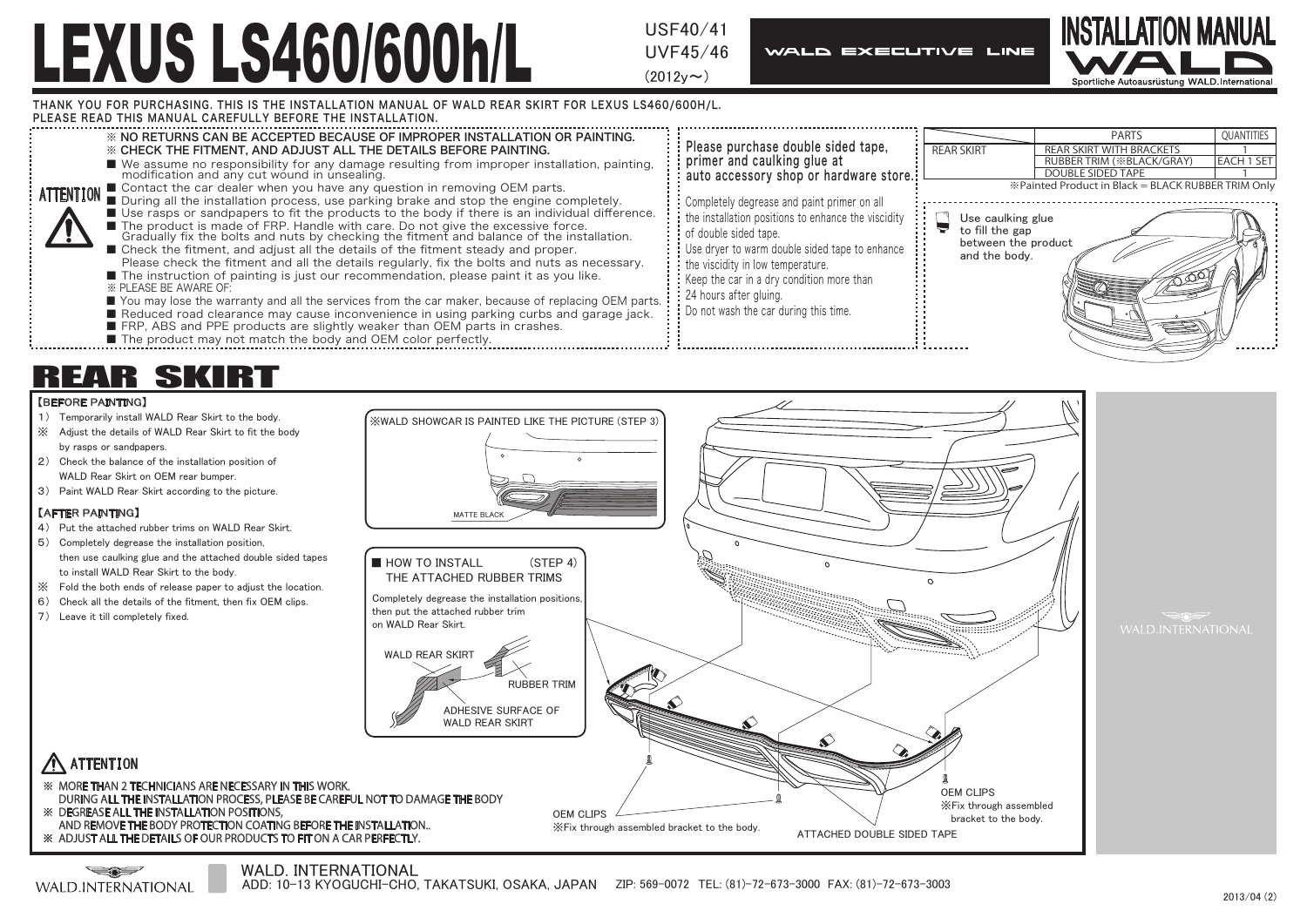# LEXUS LS460/600h/L

USF40/41
UVF45/46
(2012y～)

WALD EXECUTIVE LINE

INSTALLATION MANUAL
WALD
Sportliche Autoausrüstung WALD.International

THANK YOU FOR PURCHASING. THIS IS THE INSTALLATION MANUAL OF WALD REAR SKIRT FOR LEXUS LS460/600H/L.
PLEASE READ THIS MANUAL CAREFULLY BEFORE THE INSTALLATION.

**ATTENTION**

- ※ NO RETURNS CAN BE ACCEPTED BECAUSE OF IMPROPER INSTALLATION OR PAINTING.
- ※ CHECK THE FITMENT, AND ADJUST ALL THE DETAILS BEFORE PAINTING.
- ■ We assume no responsibility for any damage resulting from improper installation, painting, modification and any cut wound in unsealing.
- ■ Contact the car dealer when you have any question in removing OEM parts.
- ■ During all the installation process, use parking brake and stop the engine completely.
- ■ Use rasps or sandpapers to fit the products to the body if there is an individual difference.
- ■ The product is made of FRP. Handle with care. Do not give the excessive force. Gradually fix the bolts and nuts by checking the fitment and balance of the installation.
- ■ Check the fitment, and adjust all the details of the fitment steady and proper. Please check the fitment and all the details regularly, fix the bolts and nuts as necessary.
- ■ The instruction of painting is just our recommendation, please paint it as you like.

※ PLEASE BE AWARE OF:

- ■ You may lose the warranty and all the services from the car maker, because of replacing OEM parts.
- ■ Reduced road clearance may cause inconvenience in using parking curbs and garage jack.
- ■ FRP, ABS and PPE products are slightly weaker than OEM parts in crashes.
- ■ The product may not match the body and OEM color perfectly.

**Please purchase double sided tape, primer and caulking glue at auto accessory shop or hardware store.**

Completely degrease and paint primer on all the installation positions to enhance the viscidity of double sided tape.
Use dryer to warm double sided tape to enhance the viscidity in low temperature.
Keep the car in a dry condition more than 24 hours after gluing.
Do not wash the car during this time.

| | PARTS | QUANTITIES |
|---|---|---|
| REAR SKIRT | REAR SKIRT WITH BRACKETS | 1 |
| | RUBBER TRIM (※BLACK/GRAY) | EACH 1 SET |
| | DOUBLE SIDED TAPE | 1 |

※Painted Product in Black = BLACK RUBBER TRIM Only

Use caulking glue to fill the gap between the product and the body.

## REAR SKIRT

【BEFORE PAINTING】

1) Temporarily install WALD Rear Skirt to the body.
※ Adjust the details of WALD Rear Skirt to fit the body by rasps or sandpapers.
2) Check the balance of the installation position of WALD Rear Skirt on OEM rear bumper.
3) Paint WALD Rear Skirt according to the picture.

【AFTER PAINTING】

4) Put the attached rubber trims on WALD Rear Skirt.
5) Completely degrease the installation position, then use caulking glue and the attached double sided tapes to install WALD Rear Skirt to the body.
※ Fold the both ends of release paper to adjust the location.
6) Check all the details of the fitment, then fix OEM clips.
7) Leave it till completely fixed.

※WALD SHOWCAR IS PAINTED LIKE THE PICTURE (STEP 3)

MATTE BLACK

■ HOW TO INSTALL (STEP 4) THE ATTACHED RUBBER TRIMS

Completely degrease the installation positions, then put the attached rubber trim on WALD Rear Skirt.

WALD REAR SKIRT
RUBBER TRIM
ADHESIVE SURFACE OF WALD REAR SKIRT

OEM CLIPS
※Fix through assembled bracket to the body.

OEM CLIPS
※Fix through assembled bracket to the body.

ATTACHED DOUBLE SIDED TAPE

**⚠ ATTENTION**

※ MORE THAN 2 TECHNICIANS ARE NECESSARY IN THIS WORK. DURING ALL THE INSTALLATION PROCESS, PLEASE BE CAREFUL NOT TO DAMAGE THE BODY
※ DEGREASE ALL THE INSTALLATION POSITIONS, AND REMOVE THE BODY PROTECTION COATING BEFORE THE INSTALLATION..
※ ADJUST ALL THE DETAILS OF OUR PRODUCTS TO FIT ON A CAR PERFECTLY.

WALD.INTERNATIONAL

WALD. INTERNATIONAL
ADD: 10-13 KYOGUCHI-CHO, TAKATSUKI, OSAKA, JAPAN ZIP: 569-0072 TEL: (81)-72-673-3000 FAX: (81)-72-673-3003

2013/04 (2)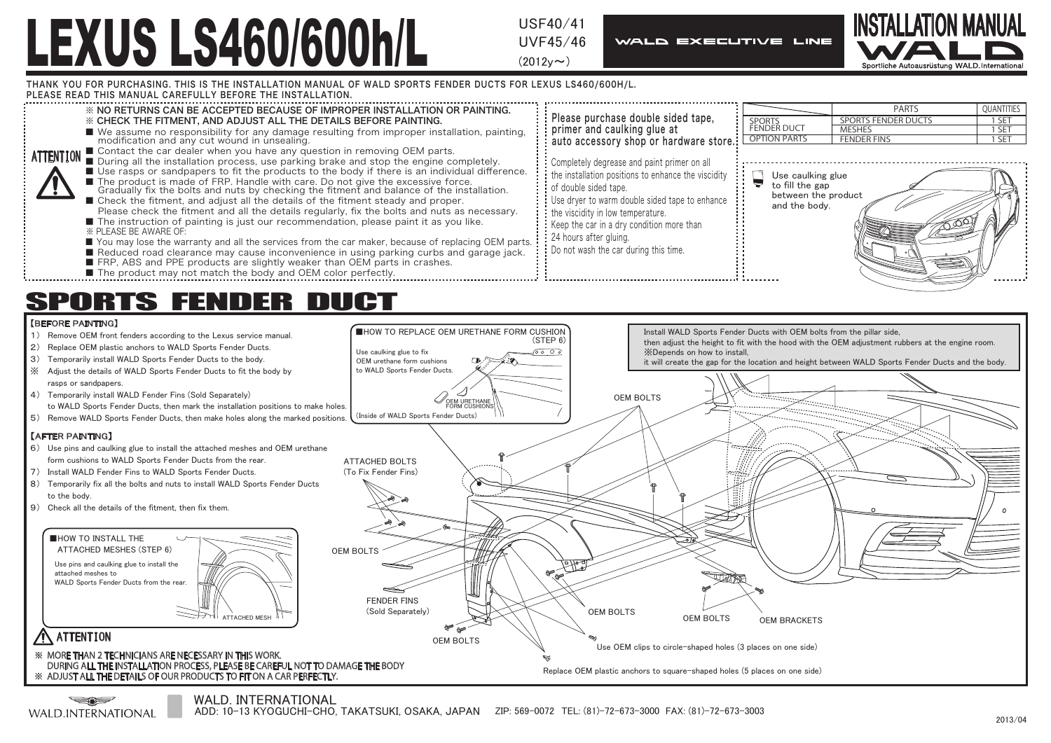# LEXUS LS460/600h/L

USF40/41
UVF45/46
(2012y〜)

WALD EXECUTIVE LINE

INSTALLATION MANUAL
WALD
Sportliche Autoausrüstung WALD.International

THANK YOU FOR PURCHASING. THIS IS THE INSTALLATION MANUAL OF WALD SPORTS FENDER DUCTS FOR LEXUS LS460/600H/L.
PLEASE READ THIS MANUAL CAREFULLY BEFORE THE INSTALLATION.

**ATTENTION**

※ NO RETURNS CAN BE ACCEPTED BECAUSE OF IMPROPER INSTALLATION OR PAINTING.
※ CHECK THE FITMENT, AND ADJUST ALL THE DETAILS BEFORE PAINTING.

- We assume no responsibility for any damage resulting from improper installation, painting, modification and any cut wound in unsealing.
- Contact the car dealer when you have any question in removing OEM parts.
- During all the installation process, use parking brake and stop the engine completely.
- Use rasps or sandpapers to fit the products to the body if there is an individual difference.
- The product is made of FRP. Handle with care. Do not give the excessive force. Gradually fix the bolts and nuts by checking the fitment and balance of the installation.
- Check the fitment, and adjust all the details of the fitment steady and proper. Please check the fitment and all the details regularly, fix the bolts and nuts as necessary.
- The instruction of painting is just our recommendation, please paint it as you like.

※ PLEASE BE AWARE OF:

- You may lose the warranty and all the services from the car maker, because of replacing OEM parts.
- Reduced road clearance may cause inconvenience in using parking curbs and garage jack.
- FRP, ABS and PPE products are slightly weaker than OEM parts in crashes.
- The product may not match the body and OEM color perfectly.

**Please purchase double sided tape, primer and caulking glue at auto accessory shop or hardware store.**

Completely degrease and paint primer on all the installation positions to enhance the viscidity of double sided tape.
Use dryer to warm double sided tape to enhance the viscidity in low temperature.
Keep the car in a dry condition more than 24 hours after gluing.
Do not wash the car during this time.

| | PARTS | QUANTITIES |
|---|---|---|
| SPORTS FENDER DUCT | SPORTS FENDER DUCTS | 1 SET |
| | MESHES | 1 SET |
| OPTION PARTS | FENDER FINS | 1 SET |

Use caulking glue to fill the gap between the product and the body.

## SPORTS FENDER DUCT

【BEFORE PAINTING】

1) Remove OEM front fenders according to the Lexus service manual.
2) Replace OEM plastic anchors to WALD Sports Fender Ducts.
3) Temporarily install WALD Sports Fender Ducts to the body.

※ Adjust the details of WALD Sports Fender Ducts to fit the body by rasps or sandpapers.

4) Temporarily install WALD Fender Fins (Sold Separately) to WALD Sports Fender Ducts, then mark the installation positions to make holes.
5) Remove WALD Sports Fender Ducts, then make holes along the marked positions.

【AFTER PAINTING】

6) Use pins and caulking glue to install the attached meshes and OEM urethane form cushions to WALD Sports Fender Ducts from the rear.
7) Install WALD Fender Fins to WALD Sports Fender Ducts.
8) Temporarily fix all the bolts and nuts to install WALD Sports Fender Ducts to the body.
9) Check all the details of the fitment, then fix them.

■HOW TO REPLACE OEM URETHANE FORM CUSHION (STEP 6)

Use caulking glue to fix OEM urethane form cushions to WALD Sports Fender Ducts.

OEM URETHANE FORM CUSHIONS

(Inside of WALD Sports Fender Ducts)

■HOW TO INSTALL THE ATTACHED MESHES (STEP 6)

Use pins and caulking glue to install the attached meshes to WALD Sports Fender Ducts from the rear.

ATTACHED MESH

Install WALD Sports Fender Ducts with OEM bolts from the pillar side, then adjust the height to fit with the hood with the OEM adjustment rubbers at the engine room.
※Depends on how to install, it will create the gap for the location and height between WALD Sports Fender Ducts and the body.

OEM BOLTS

ATTACHED BOLTS (To Fix Fender Fins)

OEM BOLTS

FENDER FINS (Sold Separately)

OEM BOLTS

OEM BOLTS

OEM BOLTS

OEM BRACKETS

Use OEM clips to circle-shaped holes (3 places on one side)

Replace OEM plastic anchors to square-shaped holes (5 places on one side)

**ATTENTION**

※ MORE THAN 2 TECHNICIANS ARE NECESSARY IN THIS WORK. DURING ALL THE INSTALLATION PROCESS, PLEASE BE CAREFUL NOT TO DAMAGE THE BODY
※ ADJUST ALL THE DETAILS OF OUR PRODUCTS TO FIT ON A CAR PERFECTLY.

WALD.INTERNATIONAL

WALD. INTERNATIONAL
ADD: 10-13 KYOGUCHI-CHO, TAKATSUKI, OSAKA, JAPAN ZIP: 569-0072 TEL: (81)-72-673-3000 FAX: (81)-72-673-3003

2013/04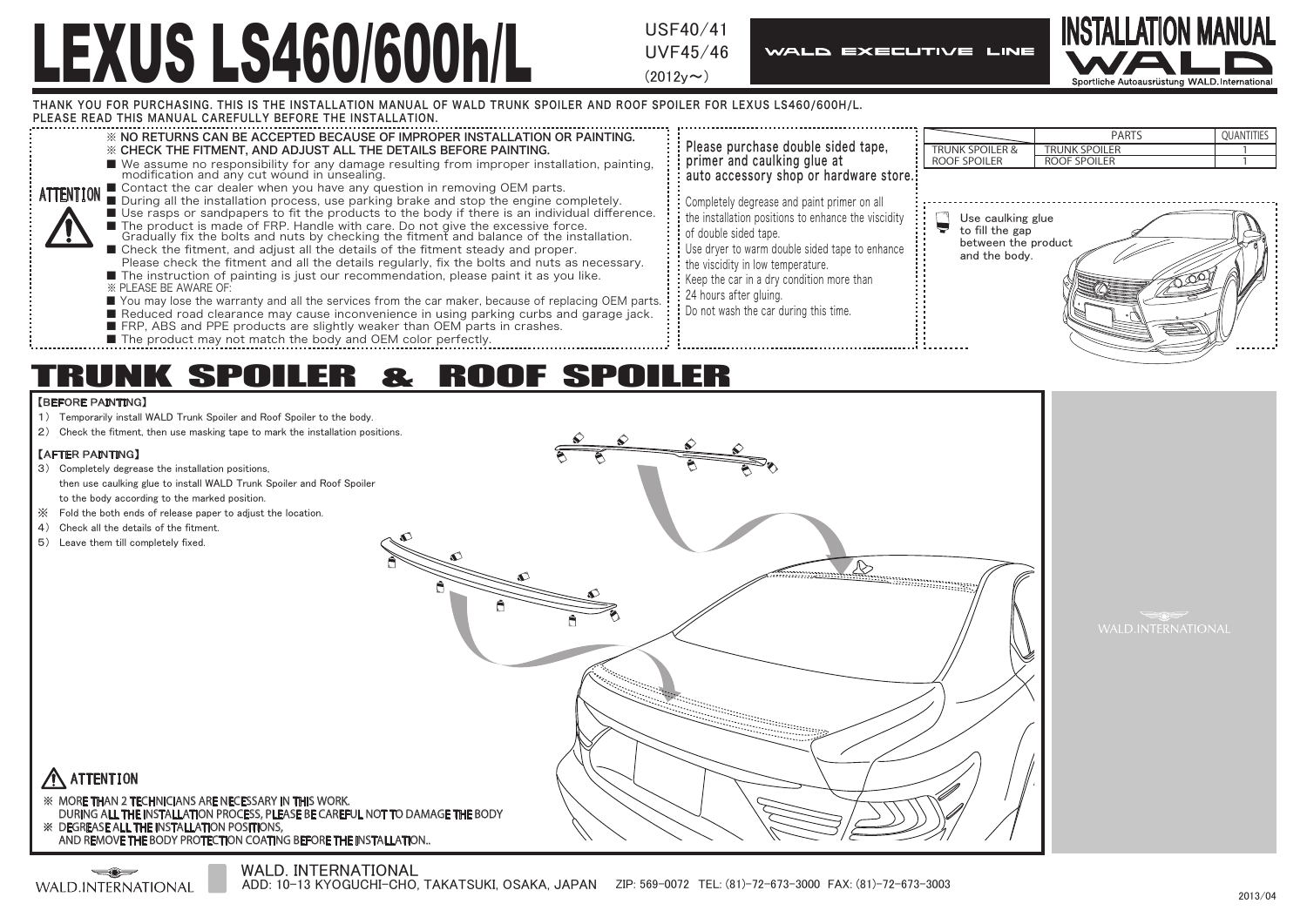# LEXUS LS460/600h/L

USF40/41
UVF45/46
(2012y〜)

WALD EXECUTIVE LINE

INSTALLATION MANUAL
WALD
Sportliche Autoausrüstung WALD.International

THANK YOU FOR PURCHASING. THIS IS THE INSTALLATION MANUAL OF WALD TRUNK SPOILER AND ROOF SPOILER FOR LEXUS LS460/600H/L.
PLEASE READ THIS MANUAL CAREFULLY BEFORE THE INSTALLATION.

ATTENTION

※ NO RETURNS CAN BE ACCEPTED BECAUSE OF IMPROPER INSTALLATION OR PAINTING.
※ CHECK THE FITMENT, AND ADJUST ALL THE DETAILS BEFORE PAINTING.
- We assume no responsibility for any damage resulting from improper installation, painting, modification and any cut wound in unsealing.
- Contact the car dealer when you have any question in removing OEM parts.
- During all the installation process, use parking brake and stop the engine completely.
- Use rasps or sandpapers to fit the products to the body if there is an individual difference.
- The product is made of FRP. Handle with care. Do not give the excessive force. Gradually fix the bolts and nuts by checking the fitment and balance of the installation.
- Check the fitment, and adjust all the details of the fitment steady and proper. Please check the fitment and all the details regularly, fix the bolts and nuts as necessary.
- The instruction of painting is just our recommendation, please paint it as you like.

※ PLEASE BE AWARE OF:
- You may lose the warranty and all the services from the car maker, because of replacing OEM parts.
- Reduced road clearance may cause inconvenience in using parking curbs and garage jack.
- FRP, ABS and PPE products are slightly weaker than OEM parts in crashes.
- The product may not match the body and OEM color perfectly.

**Please purchase double sided tape, primer and caulking glue at auto accessory shop or hardware store.**

Completely degrease and paint primer on all the installation positions to enhance the viscidity of double sided tape.
Use dryer to warm double sided tape to enhance the viscidity in low temperature.
Keep the car in a dry condition more than 24 hours after gluing.
Do not wash the car during this time.

| | PARTS | QUANTITIES |
|---|---|---|
| TRUNK SPOILER & ROOF SPOILER | TRUNK SPOILER | 1 |
| | ROOF SPOILER | 1 |

Use caulking glue to fill the gap between the product and the body.

# TRUNK SPOILER & ROOF SPOILER

【BEFORE PAINTING】
1) Temporarily install WALD Trunk Spoiler and Roof Spoiler to the body.
2) Check the fitment, then use masking tape to mark the installation positions.

【AFTER PAINTING】
3) Completely degrease the installation positions, then use caulking glue to install WALD Trunk Spoiler and Roof Spoiler to the body according to the marked position.

※ Fold the both ends of release paper to adjust the location.

4) Check all the details of the fitment.
5) Leave them till completely fixed.

**ATTENTION**

※ MORE THAN 2 TECHNICIANS ARE NECESSARY IN THIS WORK. DURING ALL THE INSTALLATION PROCESS, PLEASE BE CAREFUL NOT TO DAMAGE THE BODY
※ DEGREASE ALL THE INSTALLATION POSITIONS, AND REMOVE THE BODY PROTECTION COATING BEFORE THE INSTALLATION..

WALD.INTERNATIONAL

WALD. INTERNATIONAL
ADD: 10-13 KYOGUCHI-CHO, TAKATSUKI, OSAKA, JAPAN ZIP: 569-0072 TEL: (81)-72-673-3000 FAX: (81)-72-673-3003

2013/04